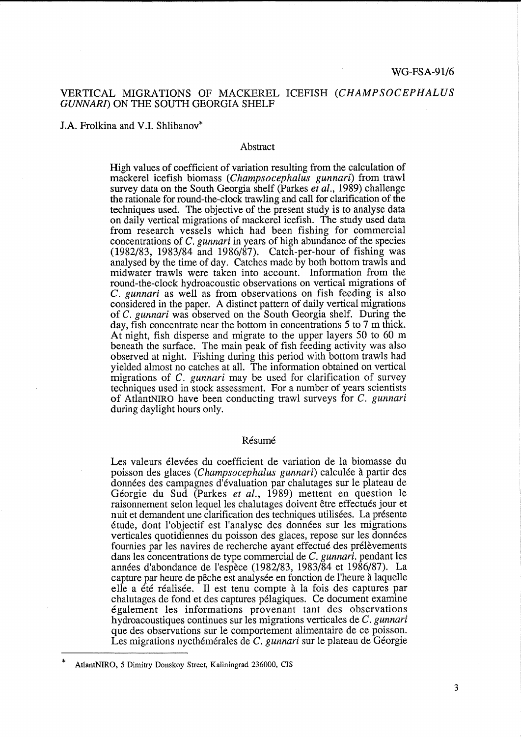WG-FSA-91/6

# VERTICAL MIGRATIONS OF MACKEREL ICEFISH (*CHAMPSOCEPHALUS GUNNARI*) ON THE SOUTH GEORGIA SHELF

J.A. Frolkina and V.I. Shlibanov*

## Abstract

High values of coefficient of variation resulting from the calculation of mackerel icefish biomass (*Champsocephalus gunnari*) from trawl survey data on the South Georgia shelf (Parkes *et al.*, 1989) challenge the rationale for round-the-clock trawling and call for clarification of the techniques used. The objective of the present study is to analyse data on daily vertical migrations of mackerel icefish. The study used data from research vessels which had been fishing for commercial concentrations of *C. gunnari* in years of high abundance of the species (1982/83, 1983/84 and 1986/87). Catch-per-hour of fishing was analysed by the time of day. Catches made by both bottom trawls and midwater trawls were taken into account. Information from the round-the-clock hydroacoustic observations on vertical migrations of *C. gunnari* as well as from observations on fish feeding is also considered in the paper. A distinct pattern of daily vertical migrations of *C. gunnari* was observed on the South Georgia shelf. During the day, fish concentrate near the bottom in concentrations 5 to 7 m thick. At night, fish disperse and migrate to the upper layers 50 to 60 m beneath the surface. The main peak of fish feeding activity was also observed at night. Fishing during this period with bottom trawls had yielded almost no catches at all. The information obtained on vertical migrations of *C. gunnari* may be used for clarification of survey techniques used in stock assessment. For a number of years scientists of AtlantNIRO have been conducting trawl surveys for *C. gunnari* during daylight hours only.

## Résumé

Les valeurs élevées du coefficient de variation de la biomasse du poisson des glaces (*Champsocephalus gunnari*) calculée à partir des données des campagnes d'évaluation par chalutages sur le plateau de Géorgie du Sud (Parkes *et al.*, 1989) mettent en question le raisonnement selon lequel les chalutages doivent être effectués jour et nuit et demandent une clarification des techniques utilisées. La présente étude, dont l'objectif est l'analyse des données sur les migrations verticales quotidiennes du poisson des glaces, repose sur les données fournies par les navires de recherche ayant effectué des prélèvements dans les concentrations de type commercial de *C. gunnari*. pendant les années d'abondance de l'espèce (1982/83, 1983/84 et 1986/87). La capture par heure de pêche est analysée en fonction de l'heure à laquelle elle a été réalisée. Il est tenu compte à la fois des captures par chalutages de fond et des captures pélagiques. Ce document examine également les informations provenant tant des observations hydroacoustiques continues sur les migrations verticales de *C. gunnari* que des observations sur le comportement alimentaire de ce poisson. Les migrations nycthémérales de *C. gunnari* sur le plateau de Géorgie

---

* AtlantNIRO, 5 Dimitry Donskoy Street, Kaliningrad 236000, CIS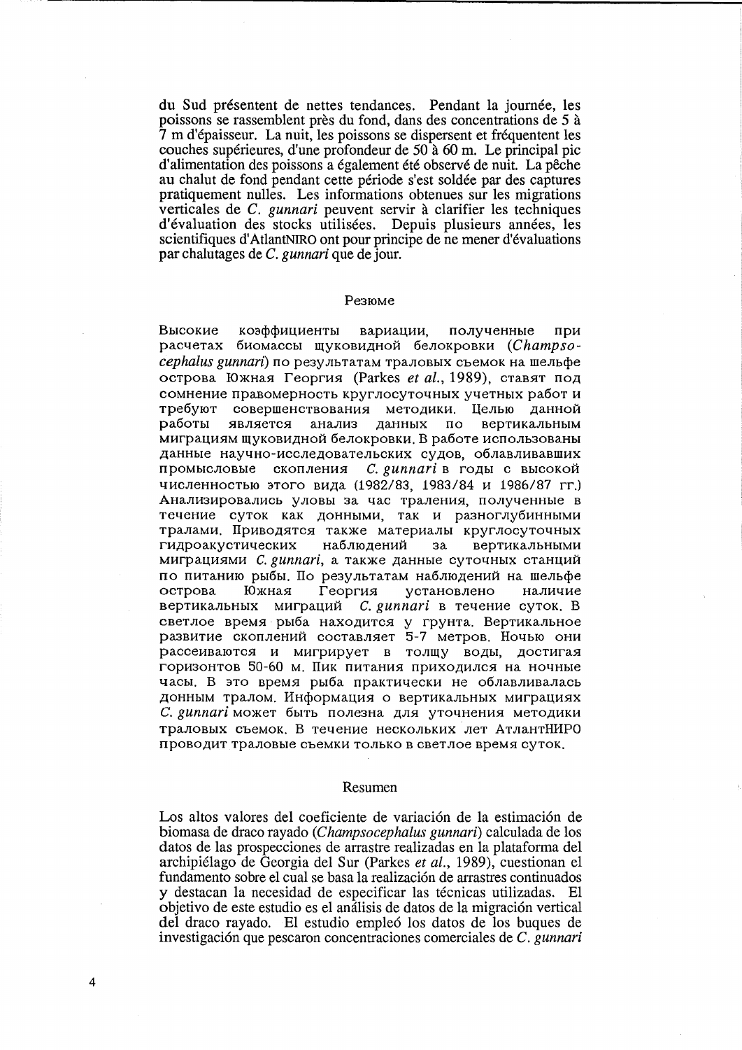du Sud présentent de nettes tendances. Pendant la journée, les poissons se rassemblent près du fond, dans des concentrations de 5 à 7 m d'épaisseur. La nuit, les poissons se dispersent et fréquentent les couches supérieures, d'une profondeur de 50 à 60 m. Le principal pic d'alimentation des poissons a également été observé de nuit. La pêche au chalut de fond pendant cette période s'est soldée par des captures pratiquement nulles. Les informations obtenues sur les migrations verticales de *C. gunnari* peuvent servir à clarifier les techniques d'évaluation des stocks utilisées. Depuis plusieurs années, les scientifiques d'AtlantNIRO ont pour principe de ne mener d'évaluations par chalutages de *C. gunnari* que de jour.

## Резюме

Высокие коэффициенты вариации, полученные при расчетах биомассы щуковидной белокровки (*Champsocephalus gunnari*) по результатам траловых съемок на шельфе острова Южная Георгия (Parkes *et al.*, 1989), ставят под сомнение правомерность круглосуточных учетных работ и требуют совершенствования методики. Целью данной работы является анализ данных по вертикальным миграциям щуковидной белокровки. В работе использованы данные научно-исследовательских судов, облавливавших промысловые скопления *C. gunnari* в годы с высокой численностью этого вида (1982/83, 1983/84 и 1986/87 гг.) Анализировались уловы за час траления, полученные в течение суток как донными, так и разноглубинными тралами. Приводятся также материалы круглосуточных гидроакустических наблюдений за вертикальными миграциями *C. gunnari*, а также данные суточных станций по питанию рыбы. По результатам наблюдений на шельфе острова Южная Георгия установлено наличие вертикальных миграций *C. gunnari* в течение суток. В светлое время рыба находится у грунта. Вертикальное развитие скоплений составляет 5-7 метров. Ночью они рассеиваются и мигрирует в толщу воды, достигая горизонтов 50-60 м. Пик питания приходился на ночные часы. В это время рыба практически не облавливалась донным тралом. Информация о вертикальных миграциях *C. gunnari* может быть полезна для уточнения методики траловых съемок. В течение нескольких лет АтлантНИРО проводит траловые съемки только в светлое время суток.

## Resumen

Los altos valores del coeficiente de variación de la estimación de biomasa de draco rayado (*Champsocephalus gunnari*) calculada de los datos de las prospecciones de arrastre realizadas en la plataforma del archipiélago de Georgia del Sur (Parkes *et al.*, 1989), cuestionan el fundamento sobre el cual se basa la realización de arrastres continuados y destacan la necesidad de especificar las técnicas utilizadas. El objetivo de este estudio es el análisis de datos de la migración vertical del draco rayado. El estudio empleó los datos de los buques de investigación que pescaron concentraciones comerciales de *C. gunnari*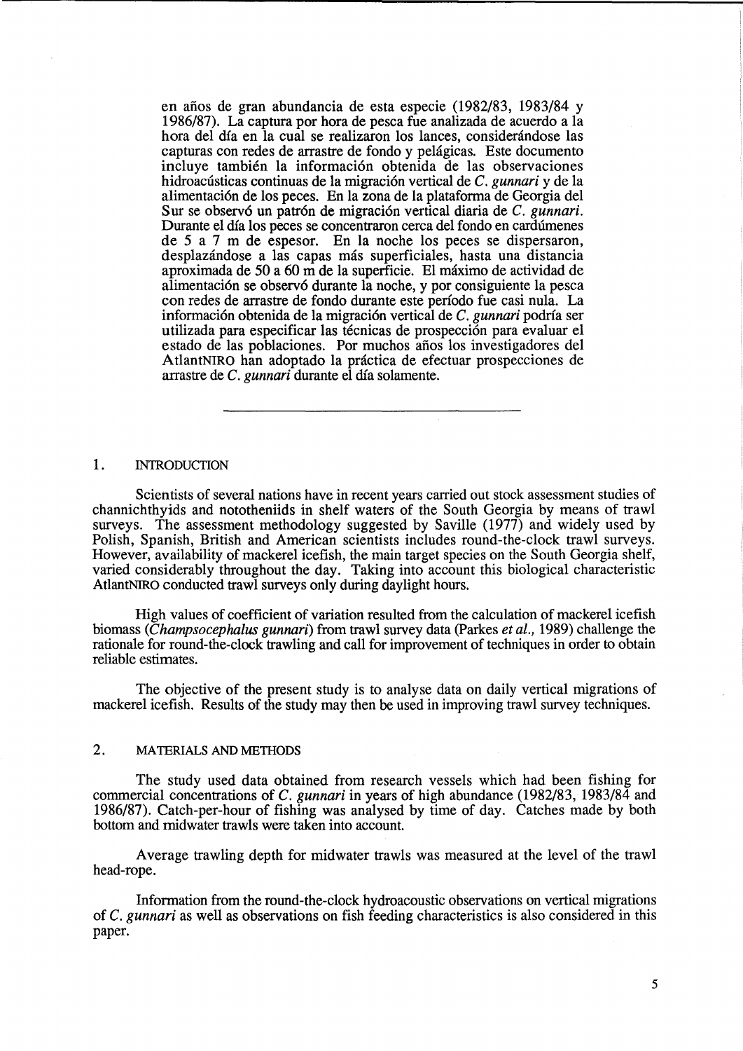en años de gran abundancia de esta especie (1982/83, 1983/84 y 1986/87). La captura por hora de pesca fue analizada de acuerdo a la hora del día en la cual se realizaron los lances, considerándose las capturas con redes de arrastre de fondo y pelágicas. Este documento incluye también la información obtenida de las observaciones hidroacústicas continuas de la migración vertical de *C. gunnari* y de la alimentación de los peces. En la zona de la plataforma de Georgia del Sur se observó un patrón de migración vertical diaria de *C. gunnari*. Durante el día los peces se concentraron cerca del fondo en cardúmenes de 5 a 7 m de espesor. En la noche los peces se dispersaron, desplazándose a las capas más superficiales, hasta una distancia aproximada de 50 a 60 m de la superficie. El máximo de actividad de alimentación se observó durante la noche, y por consiguiente la pesca con redes de arrastre de fondo durante este período fue casi nula. La información obtenida de la migración vertical de *C. gunnari* podría ser utilizada para especificar las técnicas de prospección para evaluar el estado de las poblaciones. Por muchos años los investigadores del AtlantNIRO han adoptado la práctica de efectuar prospecciones de arrastre de *C. gunnari* durante el día solamente.

---

## 1. INTRODUCTION

Scientists of several nations have in recent years carried out stock assessment studies of channichthyids and nototheniids in shelf waters of the South Georgia by means of trawl surveys. The assessment methodology suggested by Saville (1977) and widely used by Polish, Spanish, British and American scientists includes round-the-clock trawl surveys. However, availability of mackerel icefish, the main target species on the South Georgia shelf, varied considerably throughout the day. Taking into account this biological characteristic AtlantNIRO conducted trawl surveys only during daylight hours.

High values of coefficient of variation resulted from the calculation of mackerel icefish biomass (*Champsocephalus gunnari*) from trawl survey data (Parkes *et al.*, 1989) challenge the rationale for round-the-clock trawling and call for improvement of techniques in order to obtain reliable estimates.

The objective of the present study is to analyse data on daily vertical migrations of mackerel icefish. Results of the study may then be used in improving trawl survey techniques.

## 2. MATERIALS AND METHODS

The study used data obtained from research vessels which had been fishing for commercial concentrations of *C. gunnari* in years of high abundance (1982/83, 1983/84 and 1986/87). Catch-per-hour of fishing was analysed by time of day. Catches made by both bottom and midwater trawls were taken into account.

Average trawling depth for midwater trawls was measured at the level of the trawl head-rope.

Information from the round-the-clock hydroacoustic observations on vertical migrations of *C. gunnari* as well as observations on fish feeding characteristics is also considered in this paper.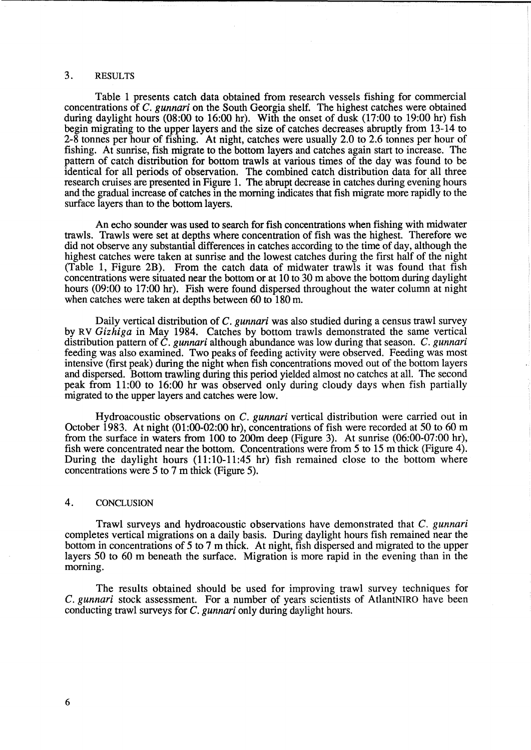## 3. RESULTS

Table 1 presents catch data obtained from research vessels fishing for commercial concentrations of *C. gunnari* on the South Georgia shelf. The highest catches were obtained during daylight hours (08:00 to 16:00 hr). With the onset of dusk (17:00 to 19:00 hr) fish begin migrating to the upper layers and the size of catches decreases abruptly from 13-14 to 2-8 tonnes per hour of fishing. At night, catches were usually 2.0 to 2.6 tonnes per hour of fishing. At sunrise, fish migrate to the bottom layers and catches again start to increase. The pattern of catch distribution for bottom trawls at various times of the day was found to be identical for all periods of observation. The combined catch distribution data for all three research cruises are presented in Figure 1. The abrupt decrease in catches during evening hours and the gradual increase of catches in the morning indicates that fish migrate more rapidly to the surface layers than to the bottom layers.

An echo sounder was used to search for fish concentrations when fishing with midwater trawls. Trawls were set at depths where concentration of fish was the highest. Therefore we did not observe any substantial differences in catches according to the time of day, although the highest catches were taken at sunrise and the lowest catches during the first half of the night (Table 1, Figure 2B). From the catch data of midwater trawls it was found that fish concentrations were situated near the bottom or at 10 to 30 m above the bottom during daylight hours (09:00 to 17:00 hr). Fish were found dispersed throughout the water column at night when catches were taken at depths between 60 to 180 m.

Daily vertical distribution of *C. gunnari* was also studied during a census trawl survey by RV *Gizhiga* in May 1984. Catches by bottom trawls demonstrated the same vertical distribution pattern of *C. gunnari* although abundance was low during that season. *C. gunnari* feeding was also examined. Two peaks of feeding activity were observed. Feeding was most intensive (first peak) during the night when fish concentrations moved out of the bottom layers and dispersed. Bottom trawling during this period yielded almost no catches at all. The second peak from 11:00 to 16:00 hr was observed only during cloudy days when fish partially migrated to the upper layers and catches were low.

Hydroacoustic observations on *C. gunnari* vertical distribution were carried out in October 1983. At night (01:00-02:00 hr), concentrations of fish were recorded at 50 to 60 m from the surface in waters from 100 to 200m deep (Figure 3). At sunrise (06:00-07:00 hr), fish were concentrated near the bottom. Concentrations were from 5 to 15 m thick (Figure 4). During the daylight hours (11:10-11:45 hr) fish remained close to the bottom where concentrations were 5 to 7 m thick (Figure 5).

## 4. CONCLUSION

Trawl surveys and hydroacoustic observations have demonstrated that *C. gunnari* completes vertical migrations on a daily basis. During daylight hours fish remained near the bottom in concentrations of 5 to 7 m thick. At night, fish dispersed and migrated to the upper layers 50 to 60 m beneath the surface. Migration is more rapid in the evening than in the morning.

The results obtained should be used for improving trawl survey techniques for *C. gunnari* stock assessment. For a number of years scientists of AtlantNIRO have been conducting trawl surveys for *C. gunnari* only during daylight hours.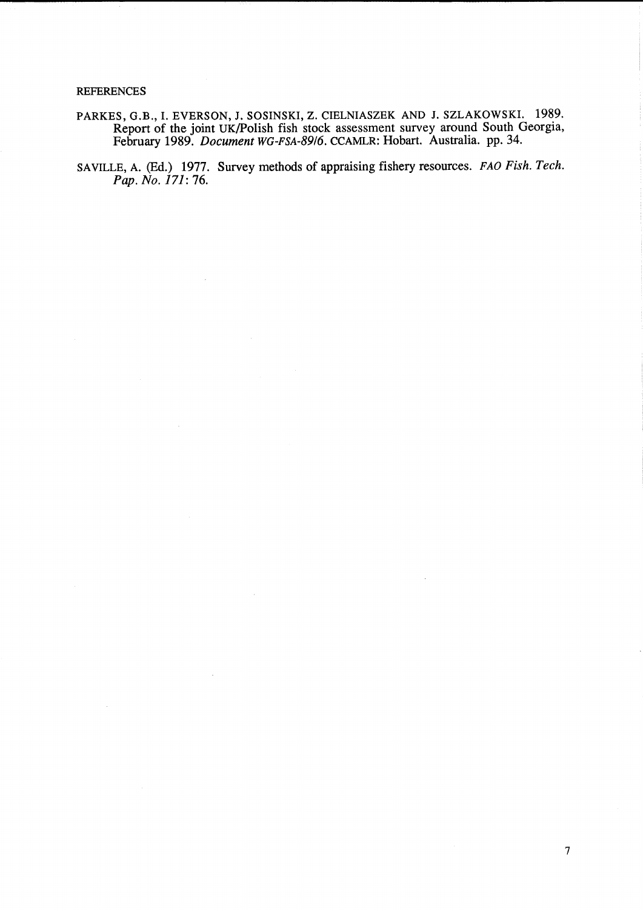## REFERENCES

PARKES, G.B., I. EVERSON, J. SOSINSKI, Z. CIELNIASZEK AND J. SZLAKOWSKI. 1989. Report of the joint UK/Polish fish stock assessment survey around South Georgia, February 1989. *Document WG-FSA-89/6*. CCAMLR: Hobart. Australia. pp. 34.

SAVILLE, A. (Ed.) 1977. Survey methods of appraising fishery resources. *FAO Fish. Tech. Pap. No. 171*: 76.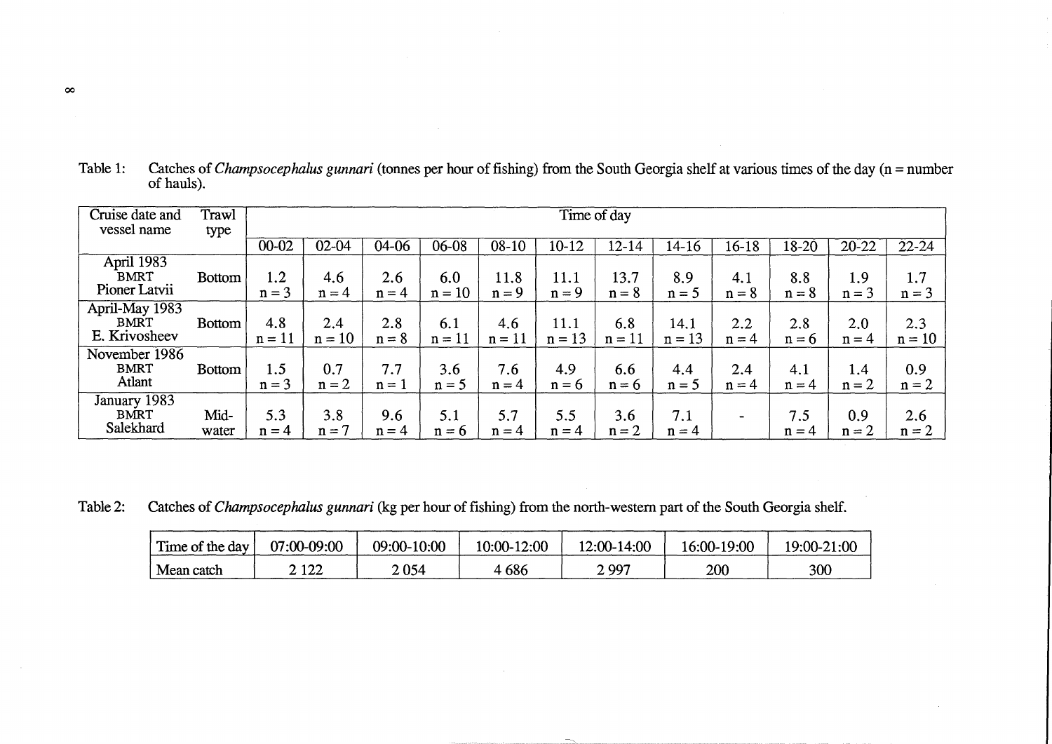Table 1: Catches of *Champsocephalus gunnari* (tonnes per hour of fishing) from the South Georgia shelf at various times of the day (n = number of hauls).

| Cruise date and vessel name | Trawl type | Time of day | | | | | | | | | | | |
|---|---|---|---|---|---|---|---|---|---|---|---|---|---|
| | | 00-02 | 02-04 | 04-06 | 06-08 | 08-10 | 10-12 | 12-14 | 14-16 | 16-18 | 18-20 | 20-22 | 22-24 |
| April 1983 BMRT Pioner Latvii | Bottom | 1.2 n = 3 | 4.6 n = 4 | 2.6 n = 4 | 6.0 n = 10 | 11.8 n = 9 | 11.1 n = 9 | 13.7 n = 8 | 8.9 n = 5 | 4.1 n = 8 | 8.8 n = 8 | 1.9 n = 3 | 1.7 n = 3 |
| April-May 1983 BMRT E. Krivosheev | Bottom | 4.8 n = 11 | 2.4 n = 10 | 2.8 n = 8 | 6.1 n = 11 | 4.6 n = 11 | 11.1 n = 13 | 6.8 n = 11 | 14.1 n = 13 | 2.2 n = 4 | 2.8 n = 6 | 2.0 n = 4 | 2.3 n = 10 |
| November 1986 BMRT Atlant | Bottom | 1.5 n = 3 | 0.7 n = 2 | 7.7 n = 1 | 3.6 n = 5 | 7.6 n = 4 | 4.9 n = 6 | 6.6 n = 6 | 4.4 n = 5 | 2.4 n = 4 | 4.1 n = 4 | 1.4 n = 2 | 0.9 n = 2 |
| January 1983 BMRT Salekhard | Mid-water | 5.3 n = 4 | 3.8 n = 7 | 9.6 n = 4 | 5.1 n = 6 | 5.7 n = 4 | 5.5 n = 4 | 3.6 n = 2 | 7.1 n = 4 | - | 7.5 n = 4 | 0.9 n = 2 | 2.6 n = 2 |

Table 2: Catches of *Champsocephalus gunnari* (kg per hour of fishing) from the north-western part of the South Georgia shelf.

| Time of the day | 07:00-09:00 | 09:00-10:00 | 10:00-12:00 | 12:00-14:00 | 16:00-19:00 | 19:00-21:00 |
|---|---|---|---|---|---|---|
| Mean catch | 2 122 | 2 054 | 4 686 | 2 997 | 200 | 300 |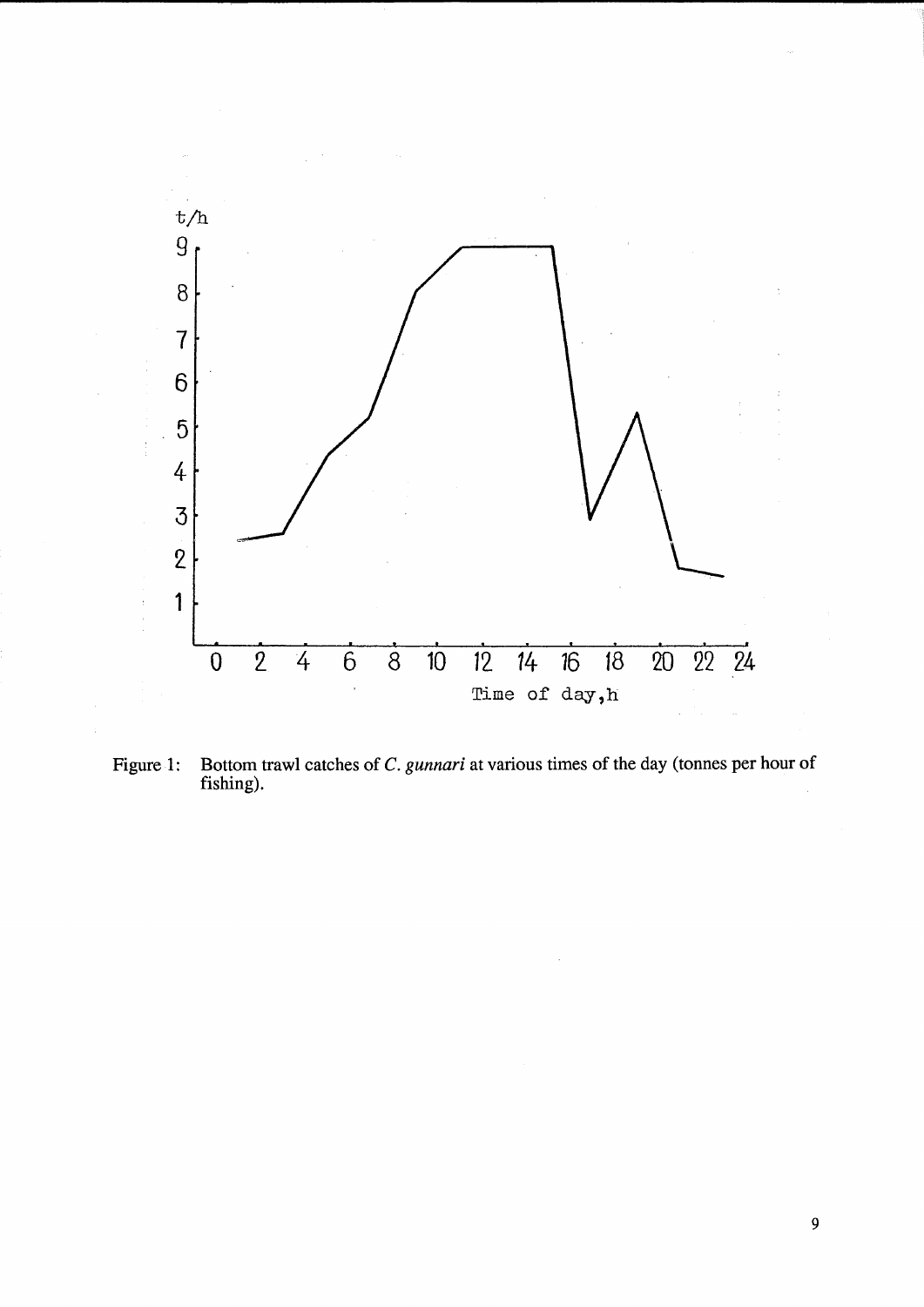Figure 1: Bottom trawl catches of *C. gunnari* at various times of the day (tonnes per hour of fishing).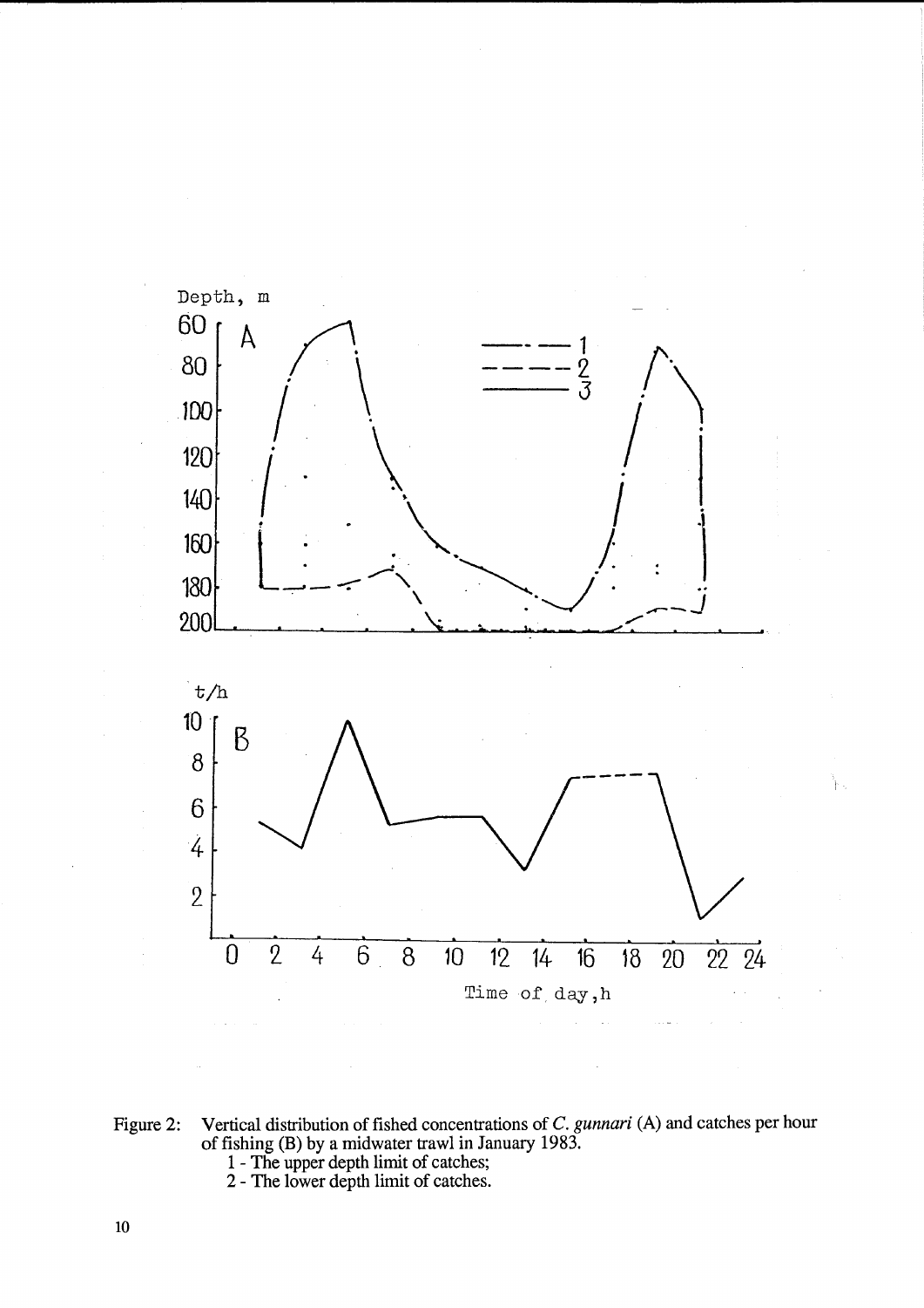Figure 2: Vertical distribution of fished concentrations of *C. gunnari* (A) and catches per hour of fishing (B) by a midwater trawl in January 1983.

1 - The upper depth limit of catches;

2 - The lower depth limit of catches.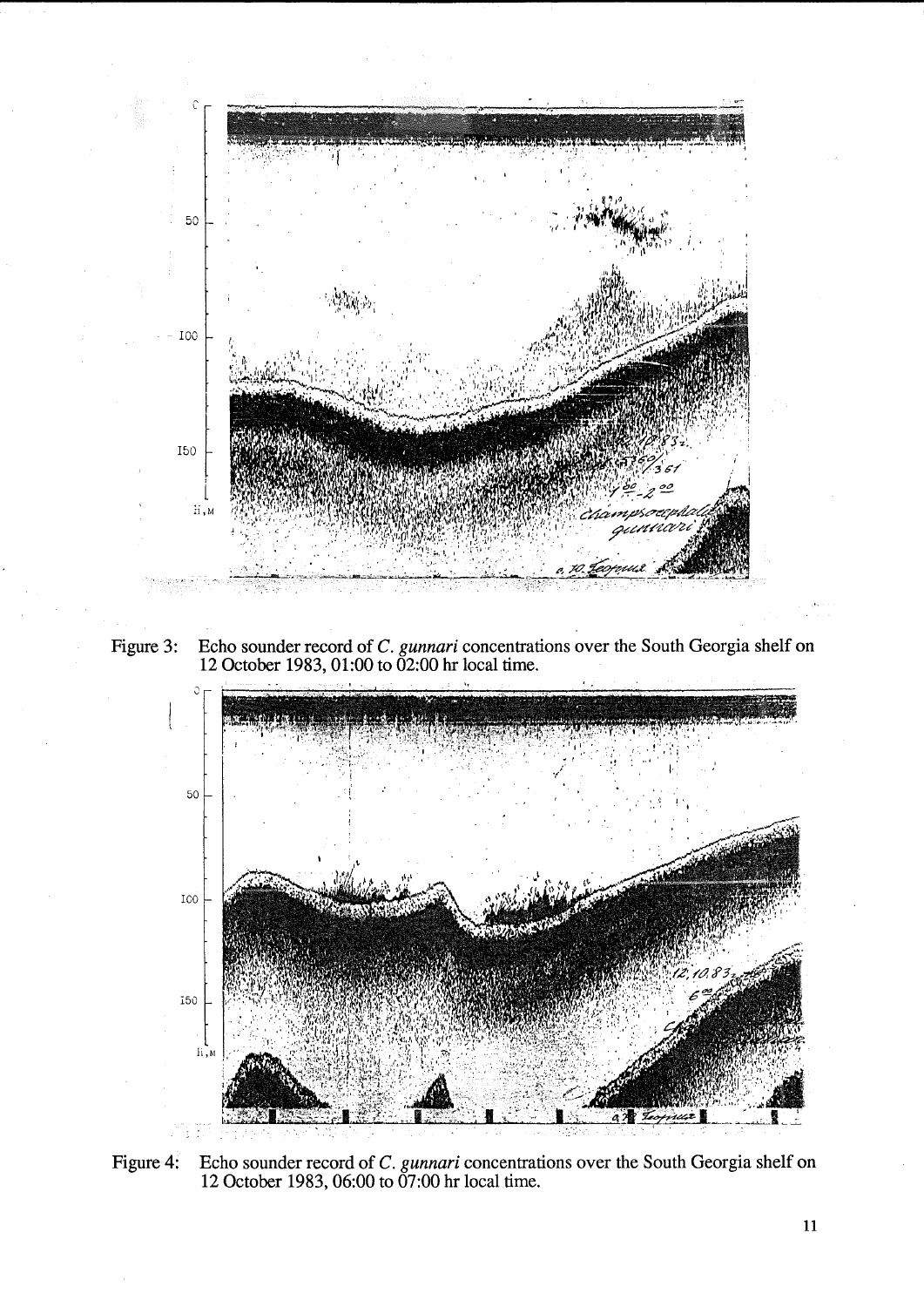Figure 3: Echo sounder record of *C. gunnari* concentrations over the South Georgia shelf on 12 October 1983, 01:00 to 02:00 hr local time.

Figure 4: Echo sounder record of *C. gunnari* concentrations over the South Georgia shelf on 12 October 1983, 06:00 to 07:00 hr local time.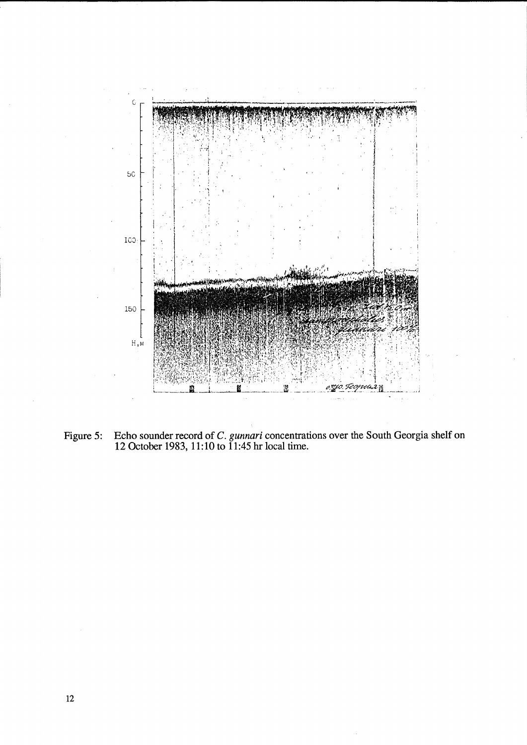Figure 5: Echo sounder record of *C. gunnari* concentrations over the South Georgia shelf on 12 October 1983, 11:10 to 11:45 hr local time.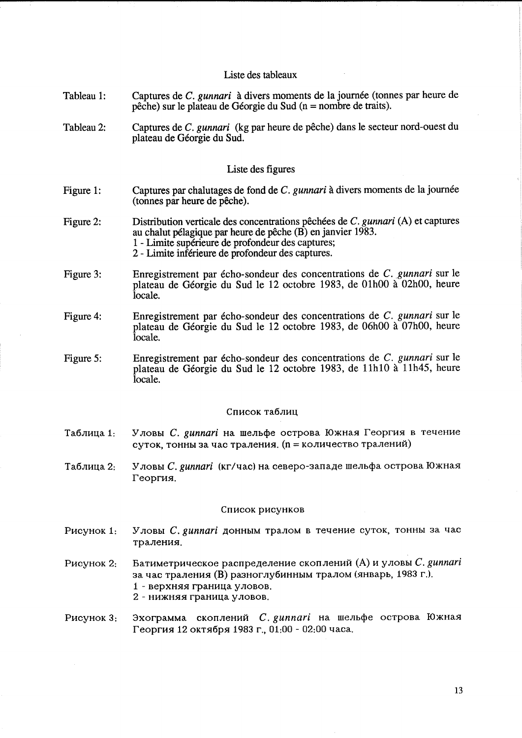## Liste des tableaux

Tableau 1: Captures de *C. gunnari* à divers moments de la journée (tonnes par heure de pêche) sur le plateau de Géorgie du Sud (n = nombre de traits).

Tableau 2: Captures de *C. gunnari* (kg par heure de pêche) dans le secteur nord-ouest du plateau de Géorgie du Sud.

## Liste des figures

Figure 1: Captures par chalutages de fond de *C. gunnari* à divers moments de la journée (tonnes par heure de pêche).

Figure 2: Distribution verticale des concentrations pêchées de *C. gunnari* (A) et captures au chalut pélagique par heure de pêche (B) en janvier 1983.
1 - Limite supérieure de profondeur des captures;
2 - Limite inférieure de profondeur des captures.

Figure 3: Enregistrement par écho-sondeur des concentrations de *C. gunnari* sur le plateau de Géorgie du Sud le 12 octobre 1983, de 01h00 à 02h00, heure locale.

Figure 4: Enregistrement par écho-sondeur des concentrations de *C. gunnari* sur le plateau de Géorgie du Sud le 12 octobre 1983, de 06h00 à 07h00, heure locale.

Figure 5: Enregistrement par écho-sondeur des concentrations de *C. gunnari* sur le plateau de Géorgie du Sud le 12 octobre 1983, de 11h10 à 11h45, heure locale.

## Список таблиц

Таблица 1: Уловы *C. gunnari* на шельфе острова Южная Георгия в течение суток, тонны за час траления. (n = количество тралений)

Таблица 2: Уловы *C. gunnari* (кг/час) на северо-западе шельфа острова Южная Георгия.

## Список рисунков

Рисунок 1: Уловы *C. gunnari* донным тралом в течение суток, тонны за час траления.

Рисунок 2: Батиметрическое распределение скоплений (А) и уловы *C. gunnari* за час траления (В) разноглубинным тралом (январь, 1983 г.).
1 - верхняя граница уловов.
2 - нижняя граница уловов.

Рисунок 3: Эхограмма скоплений *C. gunnari* на шельфе острова Южная Георгия 12 октября 1983 г., 01:00 - 02:00 часа.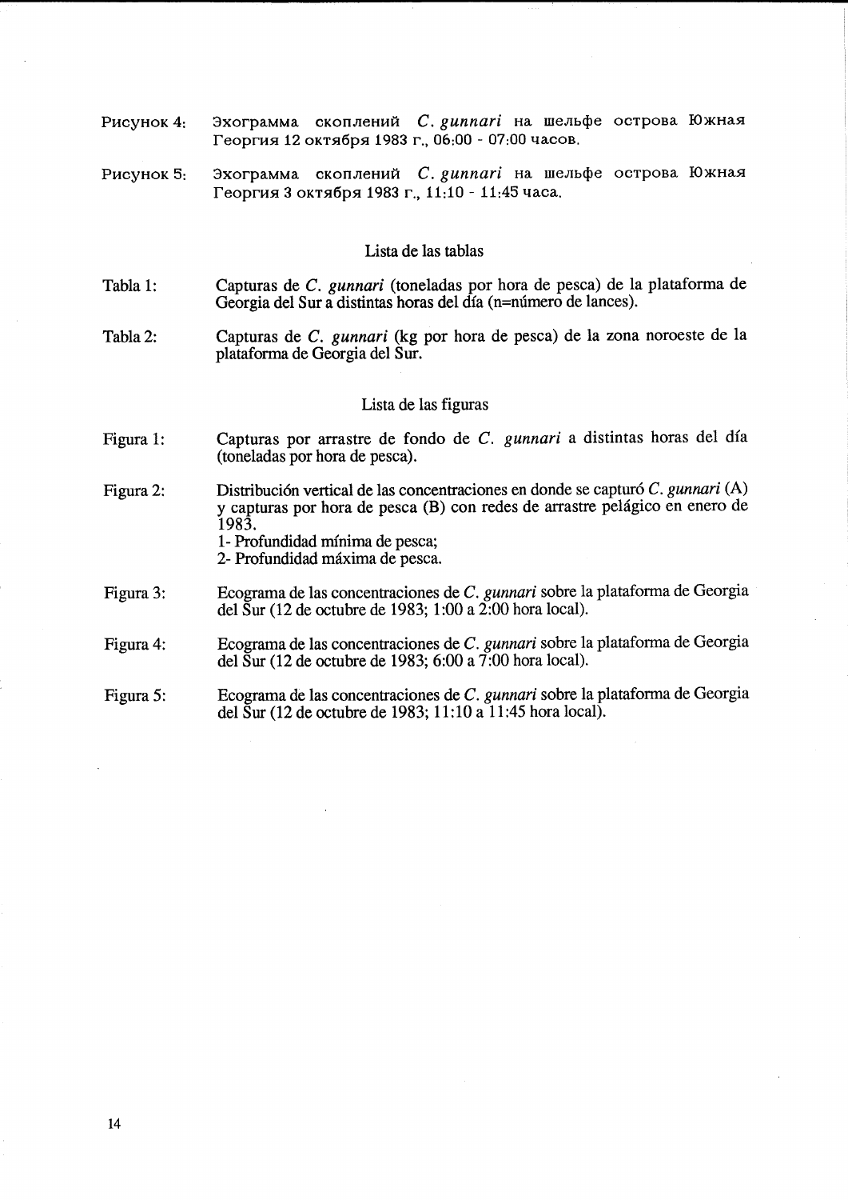Рисунок 4: Эхограмма скоплений *C. gunnari* на шельфе острова Южная Георгия 12 октября 1983 г., 06:00 - 07:00 часов.

Рисунок 5: Эхограмма скоплений *C. gunnari* на шельфе острова Южная Георгия 3 октября 1983 г., 11:10 - 11:45 часа.

## Lista de las tablas

Tabla 1: Capturas de *C. gunnari* (toneladas por hora de pesca) de la plataforma de Georgia del Sur a distintas horas del día (n=número de lances).

Tabla 2: Capturas de *C. gunnari* (kg por hora de pesca) de la zona noroeste de la plataforma de Georgia del Sur.

## Lista de las figuras

Figura 1: Capturas por arrastre de fondo de *C. gunnari* a distintas horas del día (toneladas por hora de pesca).

Figura 2: Distribución vertical de las concentraciones en donde se capturó *C. gunnari* (A) y capturas por hora de pesca (B) con redes de arrastre pelágico en enero de 1983.
1- Profundidad mínima de pesca;
2- Profundidad máxima de pesca.

Figura 3: Ecograma de las concentraciones de *C. gunnari* sobre la plataforma de Georgia del Sur (12 de octubre de 1983; 1:00 a 2:00 hora local).

Figura 4: Ecograma de las concentraciones de *C. gunnari* sobre la plataforma de Georgia del Sur (12 de octubre de 1983; 6:00 a 7:00 hora local).

Figura 5: Ecograma de las concentraciones de *C. gunnari* sobre la plataforma de Georgia del Sur (12 de octubre de 1983; 11:10 a 11:45 hora local).